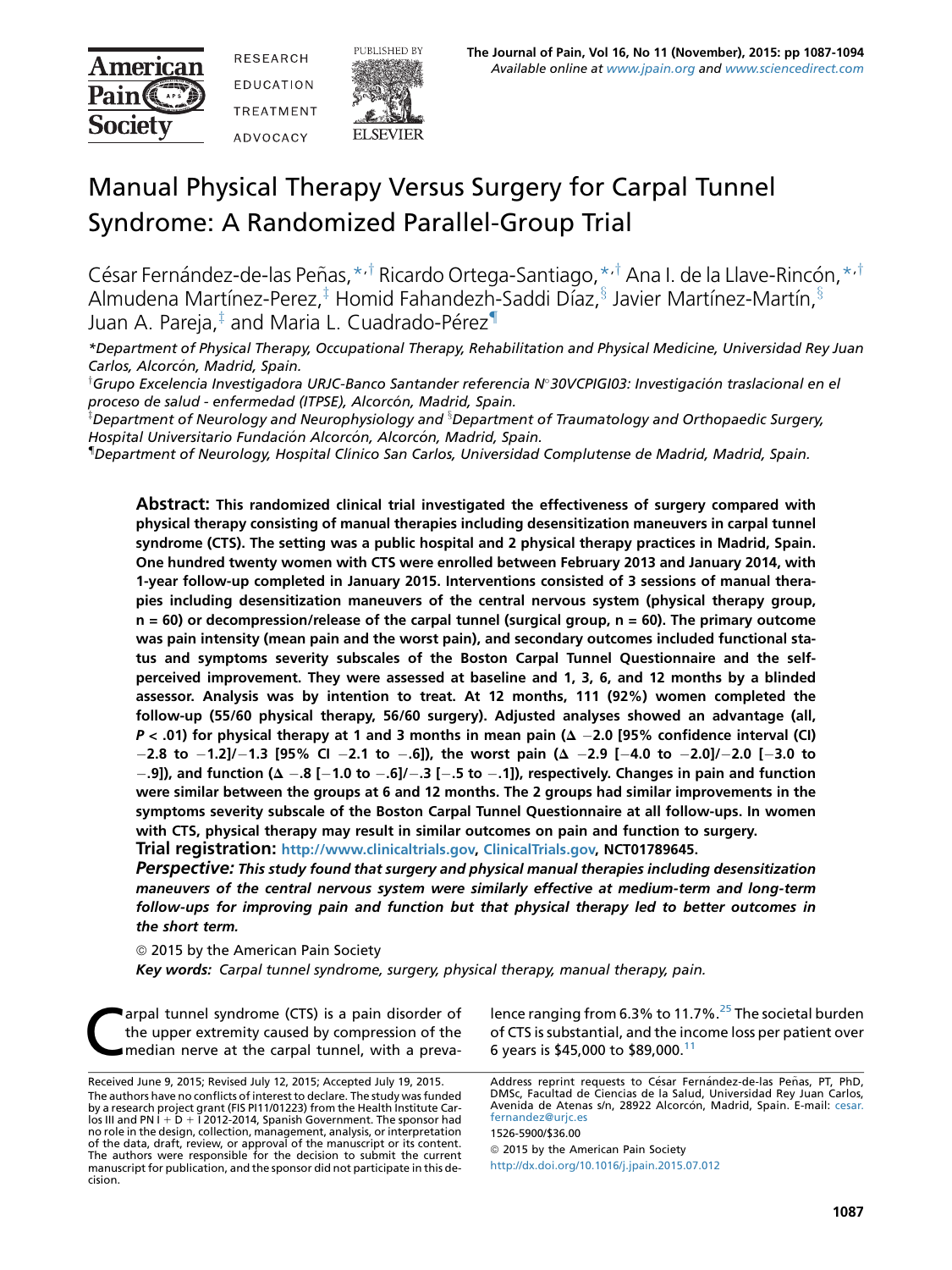# Manual Physical Therapy Versus Surgery for Carpal Tunnel Syndrome: A Randomized Parallel-Group Trial

César Fernández-de-las Peñas,[*,†] Ricardo Ortega-Santiago,[*,†] Ana I. de la Llave-Rincón,[*,†] Almudena Martínez-Perez,[‡] Homid Fahandezh-Saddi Díaz,[§] Javier Martínez-Martín,[§] Juan A. Pareja,[‡] and Maria L. Cuadrado-Pérez[¶]

*Department of Physical Therapy, Occupational Therapy, Rehabilitation and Physical Medicine, Universidad Rey Juan Carlos, Alcorcón, Madrid, Spain.*

[†]*Grupo Excelencia Investigadora URJC-Banco Santander referencia N°30VCPIGI03: Investigación traslacional en el proceso de salud - enfermedad (ITPSE), Alcorcón, Madrid, Spain.*

[‡]*Department of Neurology and Neurophysiology and* [§]*Department of Traumatology and Orthopaedic Surgery, Hospital Universitario Fundación Alcorcón, Alcorcón, Madrid, Spain.*

[¶]*Department of Neurology, Hospital Clínico San Carlos, Universidad Complutense de Madrid, Madrid, Spain.*

**Abstract: This randomized clinical trial investigated the effectiveness of surgery compared with physical therapy consisting of manual therapies including desensitization maneuvers in carpal tunnel syndrome (CTS). The setting was a public hospital and 2 physical therapy practices in Madrid, Spain. One hundred twenty women with CTS were enrolled between February 2013 and January 2014, with 1-year follow-up completed in January 2015. Interventions consisted of 3 sessions of manual therapies including desensitization maneuvers of the central nervous system (physical therapy group, n = 60) or decompression/release of the carpal tunnel (surgical group, n = 60). The primary outcome was pain intensity (mean pain and the worst pain), and secondary outcomes included functional status and symptoms severity subscales of the Boston Carpal Tunnel Questionnaire and the self-perceived improvement. They were assessed at baseline and 1, 3, 6, and 12 months by a blinded assessor. Analysis was by intention to treat. At 12 months, 111 (92%) women completed the follow-up (55/60 physical therapy, 56/60 surgery). Adjusted analyses showed an advantage (all, $P < .01$) for physical therapy at 1 and 3 months in mean pain ($\Delta$ −2.0 [95% confidence interval (CI) −2.8 to −1.2]/−1.3 [95% CI −2.1 to −.6]), the worst pain ($\Delta$ −2.9 [−4.0 to −2.0]/−2.0 [−3.0 to −.9]), and function ($\Delta$ −.8 [−1.0 to −.6]/−.3 [−.5 to −.1]), respectively. Changes in pain and function were similar between the groups at 6 and 12 months. The 2 groups had similar improvements in the symptoms severity subscale of the Boston Carpal Tunnel Questionnaire at all follow-ups. In women with CTS, physical therapy may result in similar outcomes on pain and function to surgery.**

**Trial registration:** **http://www.clinicaltrials.gov, ClinicalTrials.gov, NCT01789645.**

***Perspective:*** ***This study found that surgery and physical manual therapies including desensitization maneuvers of the central nervous system were similarly effective at medium-term and long-term follow-ups for improving pain and function but that physical therapy led to better outcomes in the short term.***

© 2015 by the American Pain Society

***Key words:*** *Carpal tunnel syndrome, surgery, physical therapy, manual therapy, pain.*

Carpal tunnel syndrome (CTS) is a pain disorder of the upper extremity caused by compression of the median nerve at the carpal tunnel, with a prevalence ranging from 6.3% to 11.7%.[25] The societal burden of CTS is substantial, and the income loss per patient over 6 years is \$45,000 to \$89,000.[11]

Received June 9, 2015; Revised July 12, 2015; Accepted July 19, 2015.

The authors have no conflicts of interest to declare. The study was funded by a research project grant (FIS PI11/01223) from the Health Institute Carlos III and PN I + D + I 2012-2014, Spanish Government. The sponsor had no role in the design, collection, management, analysis, or interpretation of the data, draft, review, or approval of the manuscript or its content. The authors were responsible for the decision to submit the current manuscript for publication, and the sponsor did not participate in this decision.

Address reprint requests to César Fernández-de-las Peñas, PT, PhD, DMSc, Facultad de Ciencias de la Salud, Universidad Rey Juan Carlos, Avenida de Atenas s/n, 28922 Alcorcón, Madrid, Spain. E-mail: cesar.fernandez@urjc.es

1526-5900/\$36.00

© 2015 by the American Pain Society

http://dx.doi.org/10.1016/j.jpain.2015.07.012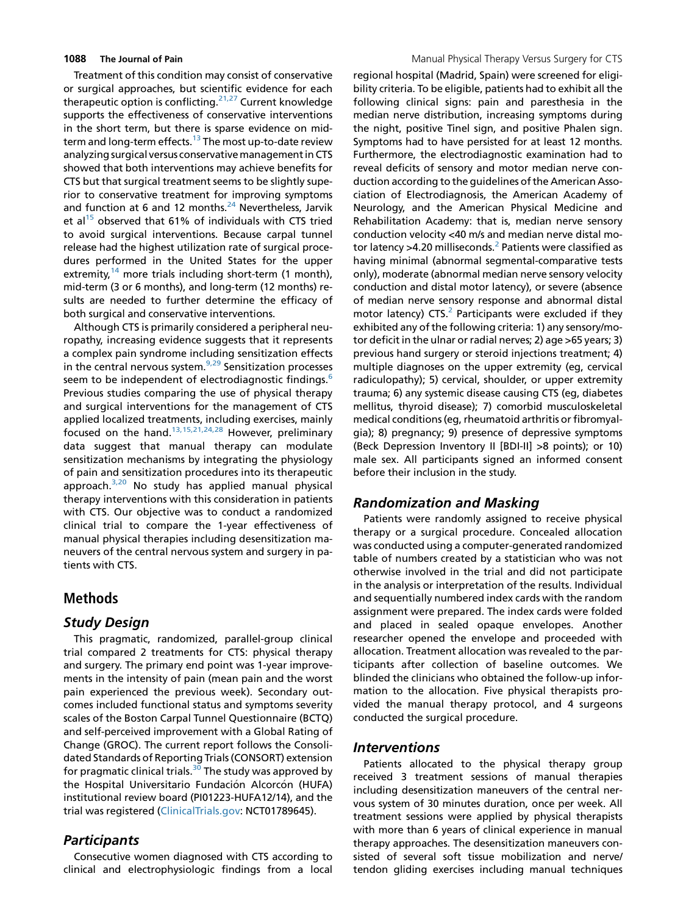Treatment of this condition may consist of conservative or surgical approaches, but scientific evidence for each therapeutic option is conflicting.[21,27] Current knowledge supports the effectiveness of conservative interventions in the short term, but there is sparse evidence on mid-term and long-term effects.[13] The most up-to-date review analyzing surgical versus conservative management in CTS showed that both interventions may achieve benefits for CTS but that surgical treatment seems to be slightly superior to conservative treatment for improving symptoms and function at 6 and 12 months.[24] Nevertheless, Jarvik et al[15] observed that 61% of individuals with CTS tried to avoid surgical interventions. Because carpal tunnel release had the highest utilization rate of surgical procedures performed in the United States for the upper extremity,[14] more trials including short-term (1 month), mid-term (3 or 6 months), and long-term (12 months) results are needed to further determine the efficacy of both surgical and conservative interventions.

Although CTS is primarily considered a peripheral neuropathy, increasing evidence suggests that it represents a complex pain syndrome including sensitization effects in the central nervous system.[9,29] Sensitization processes seem to be independent of electrodiagnostic findings.[6] Previous studies comparing the use of physical therapy and surgical interventions for the management of CTS applied localized treatments, including exercises, mainly focused on the hand.[13,15,21,24,28] However, preliminary data suggest that manual therapy can modulate sensitization mechanisms by integrating the physiology of pain and sensitization procedures into its therapeutic approach.[3,20] No study has applied manual physical therapy interventions with this consideration in patients with CTS. Our objective was to conduct a randomized clinical trial to compare the 1-year effectiveness of manual physical therapies including desensitization maneuvers of the central nervous system and surgery in patients with CTS.

## Methods

### Study Design

This pragmatic, randomized, parallel-group clinical trial compared 2 treatments for CTS: physical therapy and surgery. The primary end point was 1-year improvements in the intensity of pain (mean pain and the worst pain experienced the previous week). Secondary outcomes included functional status and symptoms severity scales of the Boston Carpal Tunnel Questionnaire (BCTQ) and self-perceived improvement with a Global Rating of Change (GROC). The current report follows the Consolidated Standards of Reporting Trials (CONSORT) extension for pragmatic clinical trials.[30] The study was approved by the Hospital Universitario Fundación Alcorcón (HUFA) institutional review board (PI01223-HUFA12/14), and the trial was registered (ClinicalTrials.gov: NCT01789645).

### Participants

Consecutive women diagnosed with CTS according to clinical and electrophysiologic findings from a local regional hospital (Madrid, Spain) were screened for eligibility criteria. To be eligible, patients had to exhibit all the following clinical signs: pain and paresthesia in the median nerve distribution, increasing symptoms during the night, positive Tinel sign, and positive Phalen sign. Symptoms had to have persisted for at least 12 months. Furthermore, the electrodiagnostic examination had to reveal deficits of sensory and motor median nerve conduction according to the guidelines of the American Association of Electrodiagnosis, the American Academy of Neurology, and the American Physical Medicine and Rehabilitation Academy: that is, median nerve sensory conduction velocity <40 m/s and median nerve distal motor latency >4.20 milliseconds.[2] Patients were classified as having minimal (abnormal segmental-comparative tests only), moderate (abnormal median nerve sensory velocity conduction and distal motor latency), or severe (absence of median nerve sensory response and abnormal distal motor latency) CTS.[2] Participants were excluded if they exhibited any of the following criteria: 1) any sensory/motor deficit in the ulnar or radial nerves; 2) age >65 years; 3) previous hand surgery or steroid injections treatment; 4) multiple diagnoses on the upper extremity (eg, cervical radiculopathy); 5) cervical, shoulder, or upper extremity trauma; 6) any systemic disease causing CTS (eg, diabetes mellitus, thyroid disease); 7) comorbid musculoskeletal medical conditions (eg, rheumatoid arthritis or fibromyalgia); 8) pregnancy; 9) presence of depressive symptoms (Beck Depression Inventory II [BDI-II] >8 points); or 10) male sex. All participants signed an informed consent before their inclusion in the study.

### Randomization and Masking

Patients were randomly assigned to receive physical therapy or a surgical procedure. Concealed allocation was conducted using a computer-generated randomized table of numbers created by a statistician who was not otherwise involved in the trial and did not participate in the analysis or interpretation of the results. Individual and sequentially numbered index cards with the random assignment were prepared. The index cards were folded and placed in sealed opaque envelopes. Another researcher opened the envelope and proceeded with allocation. Treatment allocation was revealed to the participants after collection of baseline outcomes. We blinded the clinicians who obtained the follow-up information to the allocation. Five physical therapists provided the manual therapy protocol, and 4 surgeons conducted the surgical procedure.

### Interventions

Patients allocated to the physical therapy group received 3 treatment sessions of manual therapies including desensitization maneuvers of the central nervous system of 30 minutes duration, once per week. All treatment sessions were applied by physical therapists with more than 6 years of clinical experience in manual therapy approaches. The desensitization maneuvers consisted of several soft tissue mobilization and nerve/tendon gliding exercises including manual techniques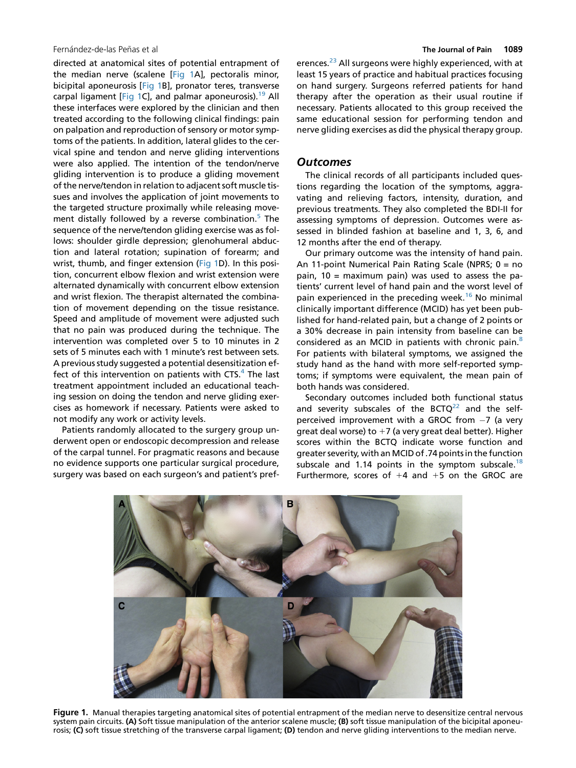directed at anatomical sites of potential entrapment of the median nerve (scalene [Fig 1A], pectoralis minor, bicipital aponeurosis [Fig 1B], pronator teres, transverse carpal ligament [Fig 1C], and palmar aponeurosis).[19] All these interfaces were explored by the clinician and then treated according to the following clinical findings: pain on palpation and reproduction of sensory or motor symptoms of the patients. In addition, lateral glides to the cervical spine and tendon and nerve gliding interventions were also applied. The intention of the tendon/nerve gliding intervention is to produce a gliding movement of the nerve/tendon in relation to adjacent soft muscle tissues and involves the application of joint movements to the targeted structure proximally while releasing movement distally followed by a reverse combination.[5] The sequence of the nerve/tendon gliding exercise was as follows: shoulder girdle depression; glenohumeral abduction and lateral rotation; supination of forearm; and wrist, thumb, and finger extension (Fig 1D). In this position, concurrent elbow flexion and wrist extension were alternated dynamically with concurrent elbow extension and wrist flexion. The therapist alternated the combination of movement depending on the tissue resistance. Speed and amplitude of movement were adjusted such that no pain was produced during the technique. The intervention was completed over 5 to 10 minutes in 2 sets of 5 minutes each with 1 minute's rest between sets. A previous study suggested a potential desensitization effect of this intervention on patients with CTS.[4] The last treatment appointment included an educational teaching session on doing the tendon and nerve gliding exercises as homework if necessary. Patients were asked to not modify any work or activity levels.

Patients randomly allocated to the surgery group underwent open or endoscopic decompression and release of the carpal tunnel. For pragmatic reasons and because no evidence supports one particular surgical procedure, surgery was based on each surgeon's and patient's preferences.[23] All surgeons were highly experienced, with at least 15 years of practice and habitual practices focusing on hand surgery. Surgeons referred patients for hand therapy after the operation as their usual routine if necessary. Patients allocated to this group received the same educational session for performing tendon and nerve gliding exercises as did the physical therapy group.

## Outcomes

The clinical records of all participants included questions regarding the location of the symptoms, aggravating and relieving factors, intensity, duration, and previous treatments. They also completed the BDI-II for assessing symptoms of depression. Outcomes were assessed in blinded fashion at baseline and 1, 3, 6, and 12 months after the end of therapy.

Our primary outcome was the intensity of hand pain. An 11-point Numerical Pain Rating Scale (NPRS; 0 = no pain, 10 = maximum pain) was used to assess the patients' current level of hand pain and the worst level of pain experienced in the preceding week.[16] No minimal clinically important difference (MCID) has yet been published for hand-related pain, but a change of 2 points or a 30% decrease in pain intensity from baseline can be considered as an MCID in patients with chronic pain.[8] For patients with bilateral symptoms, we assigned the study hand as the hand with more self-reported symptoms; if symptoms were equivalent, the mean pain of both hands was considered.

Secondary outcomes included both functional status and severity subscales of the BCTQ[22] and the self-perceived improvement with a GROC from −7 (a very great deal worse) to +7 (a very great deal better). Higher scores within the BCTQ indicate worse function and greater severity, with an MCID of .74 points in the function subscale and 1.14 points in the symptom subscale.[18] Furthermore, scores of +4 and +5 on the GROC are

**Figure 1.** Manual therapies targeting anatomical sites of potential entrapment of the median nerve to desensitize central nervous system pain circuits. **(A)** Soft tissue manipulation of the anterior scalene muscle; **(B)** soft tissue manipulation of the bicipital aponeurosis; **(C)** soft tissue stretching of the transverse carpal ligament; **(D)** tendon and nerve gliding interventions to the median nerve.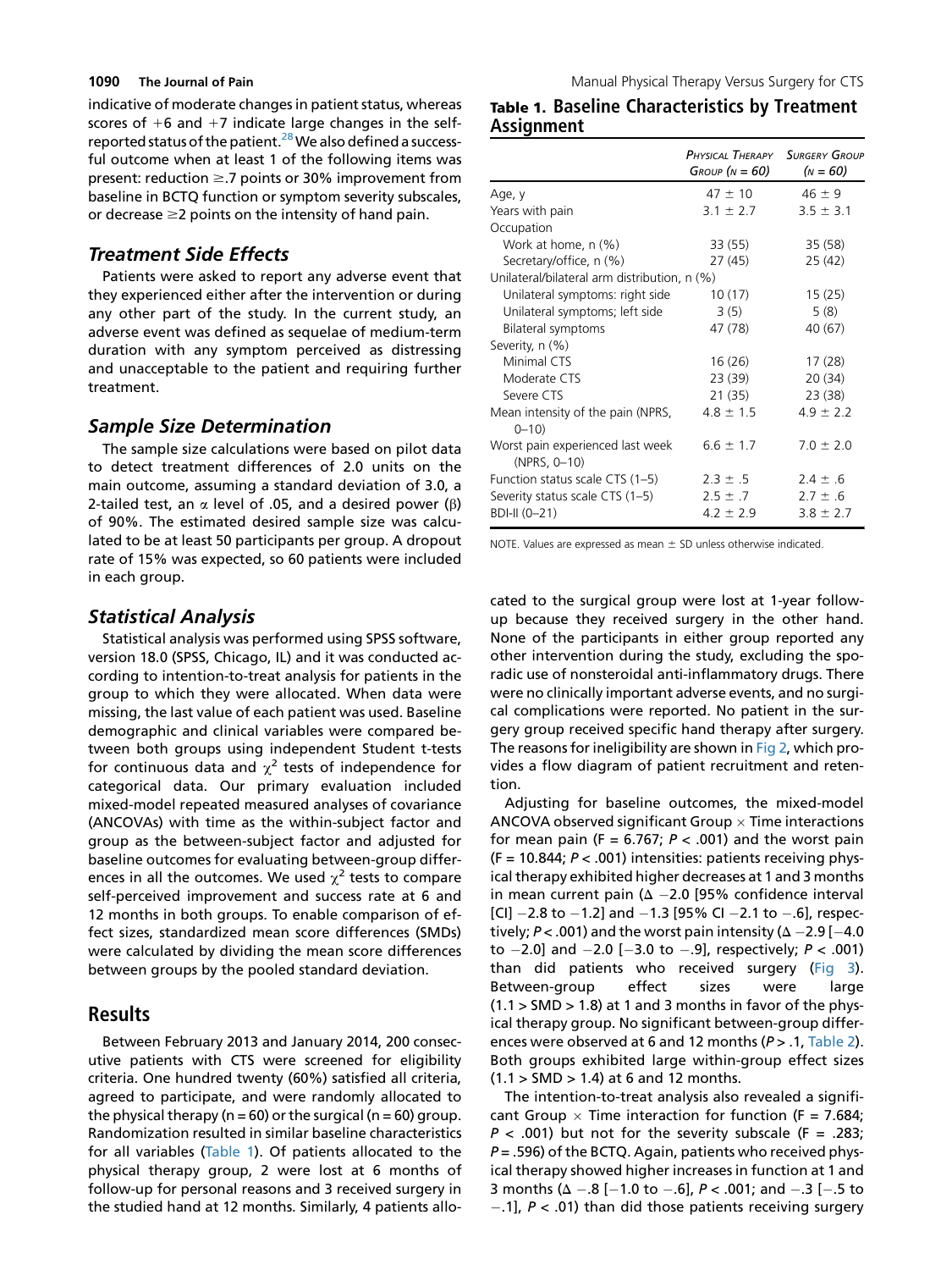indicative of moderate changes in patient status, whereas scores of +6 and +7 indicate large changes in the self-reported status of the patient.[28] We also defined a successful outcome when at least 1 of the following items was present: reduction ≥.7 points or 30% improvement from baseline in BCTQ function or symptom severity subscales, or decrease ≥2 points on the intensity of hand pain.

### Treatment Side Effects

Patients were asked to report any adverse event that they experienced either after the intervention or during any other part of the study. In the current study, an adverse event was defined as sequelae of medium-term duration with any symptom perceived as distressing and unacceptable to the patient and requiring further treatment.

### Sample Size Determination

The sample size calculations were based on pilot data to detect treatment differences of 2.0 units on the main outcome, assuming a standard deviation of 3.0, a 2-tailed test, an $\alpha$ level of .05, and a desired power ($\beta$) of 90%. The estimated desired sample size was calculated to be at least 50 participants per group. A dropout rate of 15% was expected, so 60 patients were included in each group.

### Statistical Analysis

Statistical analysis was performed using SPSS software, version 18.0 (SPSS, Chicago, IL) and it was conducted according to intention-to-treat analysis for patients in the group to which they were allocated. When data were missing, the last value of each patient was used. Baseline demographic and clinical variables were compared between both groups using independent Student t-tests for continuous data and $\chi^2$ tests of independence for categorical data. Our primary evaluation included mixed-model repeated measured analyses of covariance (ANCOVAs) with time as the within-subject factor and group as the between-subject factor and adjusted for baseline outcomes for evaluating between-group differences in all the outcomes. We used $\chi^2$ tests to compare self-perceived improvement and success rate at 6 and 12 months in both groups. To enable comparison of effect sizes, standardized mean score differences (SMDs) were calculated by dividing the mean score differences between groups by the pooled standard deviation.

## Results

Between February 2013 and January 2014, 200 consecutive patients with CTS were screened for eligibility criteria. One hundred twenty (60%) satisfied all criteria, agreed to participate, and were randomly allocated to the physical therapy (n = 60) or the surgical (n = 60) group. Randomization resulted in similar baseline characteristics for all variables (Table 1). Of patients allocated to the physical therapy group, 2 were lost at 6 months of follow-up for personal reasons and 3 received surgery in the studied hand at 12 months. Similarly, 4 patients allocated to the surgical group were lost at 1-year follow-up because they received surgery in the other hand. None of the participants in either group reported any other intervention during the study, excluding the sporadic use of nonsteroidal anti-inflammatory drugs. There were no clinically important adverse events, and no surgical complications were reported. No patient in the surgery group received specific hand therapy after surgery. The reasons for ineligibility are shown in Fig 2, which provides a flow diagram of patient recruitment and retention.

**Table 1. Baseline Characteristics by Treatment Assignment**

| | Physical Therapy Group (n = 60) | Surgery Group (n = 60) |
|---|---|---|
| Age, y | 47 ± 10 | 46 ± 9 |
| Years with pain | 3.1 ± 2.7 | 3.5 ± 3.1 |
| Occupation | | |
| Work at home, n (%) | 33 (55) | 35 (58) |
| Secretary/office, n (%) | 27 (45) | 25 (42) |
| Unilateral/bilateral arm distribution, n (%) | | |
| Unilateral symptoms: right side | 10 (17) | 15 (25) |
| Unilateral symptoms; left side | 3 (5) | 5 (8) |
| Bilateral symptoms | 47 (78) | 40 (67) |
| Severity, n (%) | | |
| Minimal CTS | 16 (26) | 17 (28) |
| Moderate CTS | 23 (39) | 20 (34) |
| Severe CTS | 21 (35) | 23 (38) |
| Mean intensity of the pain (NPRS, 0–10) | 4.8 ± 1.5 | 4.9 ± 2.2 |
| Worst pain experienced last week (NPRS, 0–10) | 6.6 ± 1.7 | 7.0 ± 2.0 |
| Function status scale CTS (1–5) | 2.3 ± .5 | 2.4 ± .6 |
| Severity status scale CTS (1–5) | 2.5 ± .7 | 2.7 ± .6 |
| BDI-II (0–21) | 4.2 ± 2.9 | 3.8 ± 2.7 |

NOTE. Values are expressed as mean ± SD unless otherwise indicated.

Adjusting for baseline outcomes, the mixed-model ANCOVA observed significant Group × Time interactions for mean pain (F = 6.767; $P < .001$) and the worst pain (F = 10.844; $P < .001$) intensities: patients receiving physical therapy exhibited higher decreases at 1 and 3 months in mean current pain (Δ −2.0 [95% confidence interval [CI] −2.8 to −1.2] and −1.3 [95% CI −2.1 to −.6], respectively; $P < .001$) and the worst pain intensity (Δ −2.9 [−4.0 to −2.0] and −2.0 [−3.0 to −.9], respectively; $P < .001$) than did patients who received surgery (Fig 3). Between-group effect sizes were large (1.1 > SMD > 1.8) at 1 and 3 months in favor of the physical therapy group. No significant between-group differences were observed at 6 and 12 months ($P > .1$, Table 2). Both groups exhibited large within-group effect sizes (1.1 > SMD > 1.4) at 6 and 12 months.

The intention-to-treat analysis also revealed a significant Group × Time interaction for function (F = 7.684; $P < .001$) but not for the severity subscale (F = .283; $P = .596$) of the BCTQ. Again, patients who received physical therapy showed higher increases in function at 1 and 3 months (Δ −.8 [−1.0 to −.6], $P < .001$; and −.3 [−.5 to −.1], $P < .01$) than did those patients receiving surgery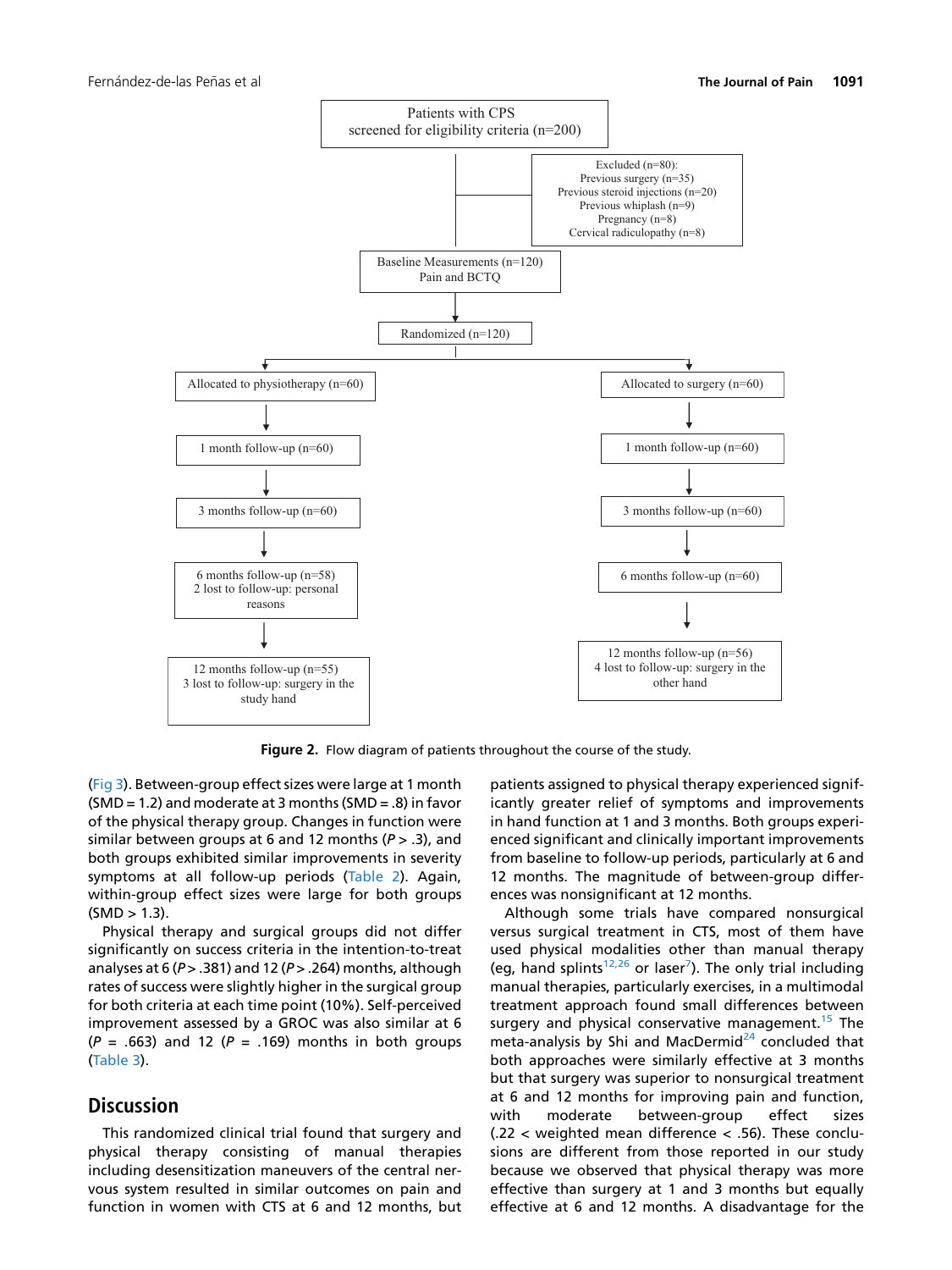Patients with CPS screened for eligibility criteria (n=200)

Excluded (n=80):
Previous surgery (n=35)
Previous steroid injections (n=20)
Previous whiplash (n=9)
Pregnancy (n=8)
Cervical radiculopathy (n=8)

Baseline Measurements (n=120)
Pain and BCTQ

Randomized (n=120)

| Physiotherapy | Surgery |
|---|---|
| Allocated to physiotherapy (n=60) | Allocated to surgery (n=60) |
| 1 month follow-up (n=60) | 1 month follow-up (n=60) |
| 3 months follow-up (n=60) | 3 months follow-up (n=60) |
| 6 months follow-up (n=58) 2 lost to follow-up: personal reasons | 6 months follow-up (n=60) |
| 12 months follow-up (n=55) 3 lost to follow-up: surgery in the study hand | 12 months follow-up (n=56) 4 lost to follow-up: surgery in the other hand |

**Figure 2.** Flow diagram of patients throughout the course of the study.

(Fig 3). Between-group effect sizes were large at 1 month (SMD = 1.2) and moderate at 3 months (SMD = .8) in favor of the physical therapy group. Changes in function were similar between groups at 6 and 12 months ($P > .3$), and both groups exhibited similar improvements in severity symptoms at all follow-up periods (Table 2). Again, within-group effect sizes were large for both groups (SMD > 1.3).

Physical therapy and surgical groups did not differ significantly on success criteria in the intention-to-treat analyses at 6 ($P > .381$) and 12 ($P > .264$) months, although rates of success were slightly higher in the surgical group for both criteria at each time point (10%). Self-perceived improvement assessed by a GROC was also similar at 6 ($P = .663$) and 12 ($P = .169$) months in both groups (Table 3).

## Discussion

This randomized clinical trial found that surgery and physical therapy consisting of manual therapies including desensitization maneuvers of the central nervous system resulted in similar outcomes on pain and function in women with CTS at 6 and 12 months, but patients assigned to physical therapy experienced significantly greater relief of symptoms and improvements in hand function at 1 and 3 months. Both groups experienced significant and clinically important improvements from baseline to follow-up periods, particularly at 6 and 12 months. The magnitude of between-group differences was nonsignificant at 12 months.

Although some trials have compared nonsurgical versus surgical treatment in CTS, most of them have used physical modalities other than manual therapy (eg, hand splints[12,26] or laser[7]). The only trial including manual therapies, particularly exercises, in a multimodal treatment approach found small differences between surgery and physical conservative management.[15] The meta-analysis by Shi and MacDermid[24] concluded that both approaches were similarly effective at 3 months but that surgery was superior to nonsurgical treatment at 6 and 12 months for improving pain and function, with moderate between-group effect sizes (.22 < weighted mean difference < .56). These conclusions are different from those reported in our study because we observed that physical therapy was more effective than surgery at 1 and 3 months but equally effective at 6 and 12 months. A disadvantage for the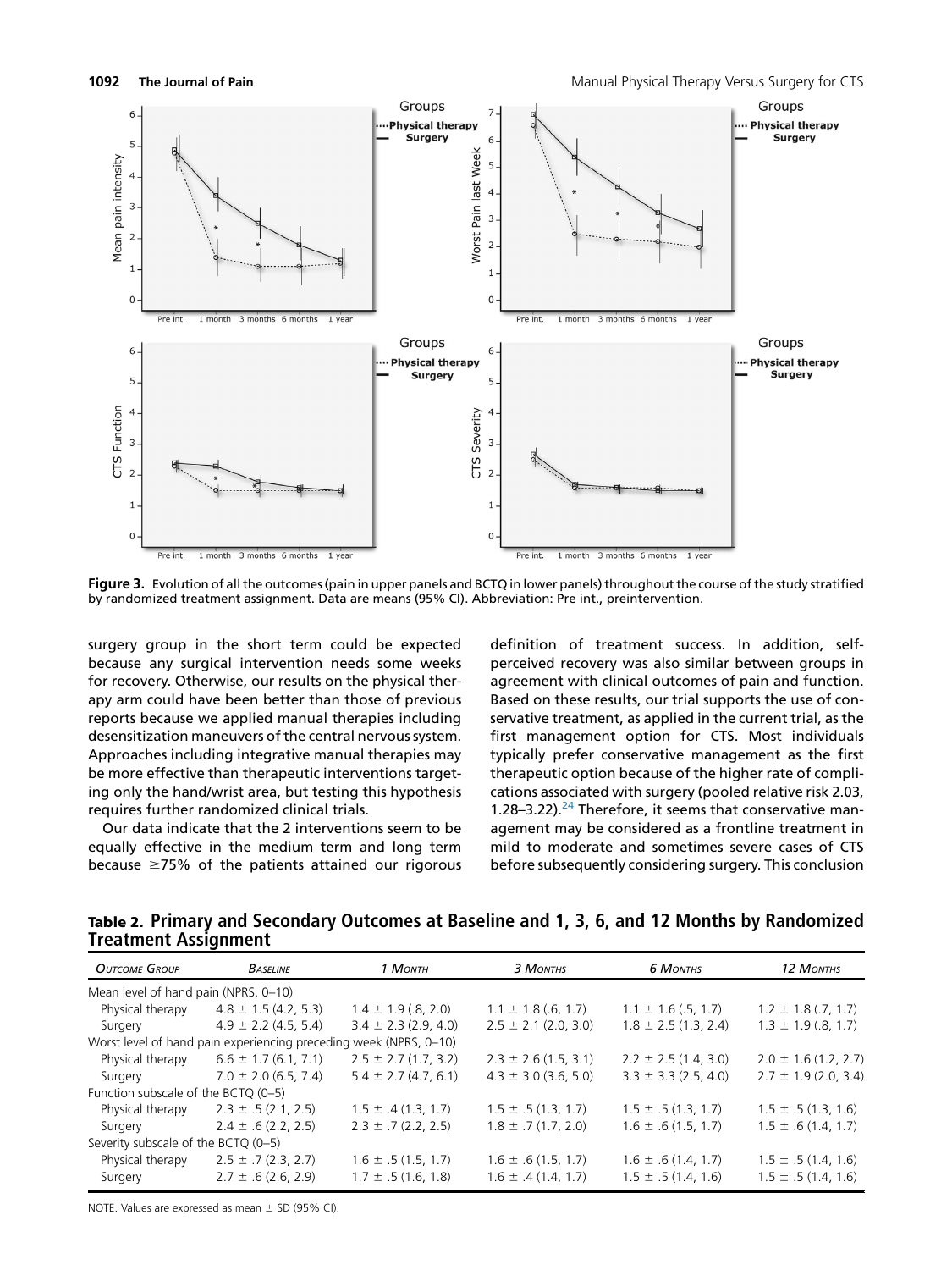Figure 3. Evolution of all the outcomes (pain in upper panels and BCTQ in lower panels) throughout the course of the study stratified by randomized treatment assignment. Data are means (95% CI). Abbreviation: Pre int., preintervention.

surgery group in the short term could be expected because any surgical intervention needs some weeks for recovery. Otherwise, our results on the physical therapy arm could have been better than those of previous reports because we applied manual therapies including desensitization maneuvers of the central nervous system. Approaches including integrative manual therapies may be more effective than therapeutic interventions targeting only the hand/wrist area, but testing this hypothesis requires further randomized clinical trials.

Our data indicate that the 2 interventions seem to be equally effective in the medium term and long term because ≥75% of the patients attained our rigorous definition of treatment success. In addition, self-perceived recovery was also similar between groups in agreement with clinical outcomes of pain and function. Based on these results, our trial supports the use of conservative treatment, as applied in the current trial, as the first management option for CTS. Most individuals typically prefer conservative management as the first therapeutic option because of the higher rate of complications associated with surgery (pooled relative risk 2.03, 1.28–3.22).[24] Therefore, it seems that conservative management may be considered as a frontline treatment in mild to moderate and sometimes severe cases of CTS before subsequently considering surgery. This conclusion

**Table 2. Primary and Secondary Outcomes at Baseline and 1, 3, 6, and 12 Months by Randomized Treatment Assignment**

| *Outcome Group* | *Baseline* | *1 Month* | *3 Months* | *6 Months* | *12 Months* |
|---|---|---|---|---|---|
| Mean level of hand pain (NPRS, 0–10) | | | | | |
| Physical therapy | 4.8 ± 1.5 (4.2, 5.3) | 1.4 ± 1.9 (.8, 2.0) | 1.1 ± 1.8 (.6, 1.7) | 1.1 ± 1.6 (.5, 1.7) | 1.2 ± 1.8 (.7, 1.7) |
| Surgery | 4.9 ± 2.2 (4.5, 5.4) | 3.4 ± 2.3 (2.9, 4.0) | 2.5 ± 2.1 (2.0, 3.0) | 1.8 ± 2.5 (1.3, 2.4) | 1.3 ± 1.9 (.8, 1.7) |
| Worst level of hand pain experiencing preceding week (NPRS, 0–10) | | | | | |
| Physical therapy | 6.6 ± 1.7 (6.1, 7.1) | 2.5 ± 2.7 (1.7, 3.2) | 2.3 ± 2.6 (1.5, 3.1) | 2.2 ± 2.5 (1.4, 3.0) | 2.0 ± 1.6 (1.2, 2.7) |
| Surgery | 7.0 ± 2.0 (6.5, 7.4) | 5.4 ± 2.7 (4.7, 6.1) | 4.3 ± 3.0 (3.6, 5.0) | 3.3 ± 3.3 (2.5, 4.0) | 2.7 ± 1.9 (2.0, 3.4) |
| Function subscale of the BCTQ (0–5) | | | | | |
| Physical therapy | 2.3 ± .5 (2.1, 2.5) | 1.5 ± .4 (1.3, 1.7) | 1.5 ± .5 (1.3, 1.7) | 1.5 ± .5 (1.3, 1.7) | 1.5 ± .5 (1.3, 1.6) |
| Surgery | 2.4 ± .6 (2.2, 2.5) | 2.3 ± .7 (2.2, 2.5) | 1.8 ± .7 (1.7, 2.0) | 1.6 ± .6 (1.5, 1.7) | 1.5 ± .6 (1.4, 1.7) |
| Severity subscale of the BCTQ (0–5) | | | | | |
| Physical therapy | 2.5 ± .7 (2.3, 2.7) | 1.6 ± .5 (1.5, 1.7) | 1.6 ± .6 (1.5, 1.7) | 1.6 ± .6 (1.4, 1.7) | 1.5 ± .5 (1.4, 1.6) |
| Surgery | 2.7 ± .6 (2.6, 2.9) | 1.7 ± .5 (1.6, 1.8) | 1.6 ± .4 (1.4, 1.7) | 1.5 ± .5 (1.4, 1.6) | 1.5 ± .5 (1.4, 1.6) |

NOTE. Values are expressed as mean ± SD (95% CI).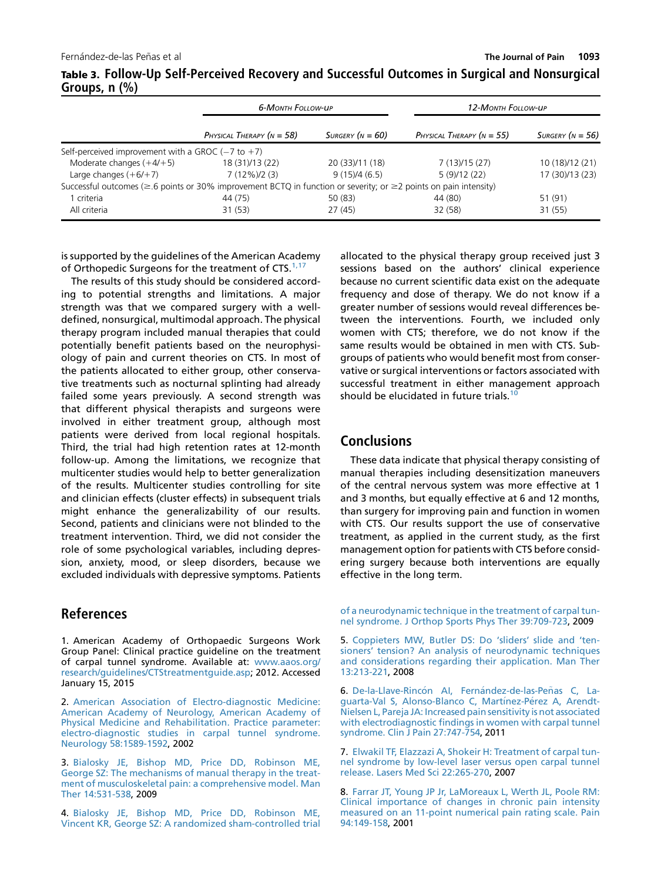**Table 3. Follow-Up Self-Perceived Recovery and Successful Outcomes in Surgical and Nonsurgical Groups, n (%)**

| | 6-Month Follow-up | | 12-Month Follow-up | |
|---|---|---|---|---|
| | Physical Therapy (n = 58) | Surgery (n = 60) | Physical Therapy (n = 55) | Surgery (n = 56) |
| Self-perceived improvement with a GROC (−7 to +7) | | | | |
| Moderate changes (+4/+5) | 18 (31)/13 (22) | 20 (33)/11 (18) | 7 (13)/15 (27) | 10 (18)/12 (21) |
| Large changes (+6/+7) | 7 (12%)/2 (3) | 9 (15)/4 (6.5) | 5 (9)/12 (22) | 17 (30)/13 (23) |
| Successful outcomes (≥.6 points or 30% improvement BCTQ in function or severity; or ≥2 points on pain intensity) | | | | |
| 1 criteria | 44 (75) | 50 (83) | 44 (80) | 51 (91) |
| All criteria | 31 (53) | 27 (45) | 32 (58) | 31 (55) |

is supported by the guidelines of the American Academy of Orthopedic Surgeons for the treatment of CTS.[1,17]

The results of this study should be considered according to potential strengths and limitations. A major strength was that we compared surgery with a well-defined, nonsurgical, multimodal approach. The physical therapy program included manual therapies that could potentially benefit patients based on the neurophysiology of pain and current theories on CTS. In most of the patients allocated to either group, other conservative treatments such as nocturnal splinting had already failed some years previously. A second strength was that different physical therapists and surgeons were involved in either treatment group, although most patients were derived from local regional hospitals. Third, the trial had high retention rates at 12-month follow-up. Among the limitations, we recognize that multicenter studies would help to better generalization of the results. Multicenter studies controlling for site and clinician effects (cluster effects) in subsequent trials might enhance the generalizability of our results. Second, patients and clinicians were not blinded to the treatment intervention. Third, we did not consider the role of some psychological variables, including depression, anxiety, mood, or sleep disorders, because we excluded individuals with depressive symptoms. Patients allocated to the physical therapy group received just 3 sessions based on the authors' clinical experience because no current scientific data exist on the adequate frequency and dose of therapy. We do not know if a greater number of sessions would reveal differences between the interventions. Fourth, we included only women with CTS; therefore, we do not know if the same results would be obtained in men with CTS. Subgroups of patients who would benefit most from conservative or surgical interventions or factors associated with successful treatment in either management approach should be elucidated in future trials.[10]

## Conclusions

These data indicate that physical therapy consisting of manual therapies including desensitization maneuvers of the central nervous system was more effective at 1 and 3 months, but equally effective at 6 and 12 months, than surgery for improving pain and function in women with CTS. Our results support the use of conservative treatment, as applied in the current study, as the first management option for patients with CTS before considering surgery because both interventions are equally effective in the long term.

## References

1. American Academy of Orthopaedic Surgeons Work Group Panel: Clinical practice guideline on the treatment of carpal tunnel syndrome. Available at: www.aaos.org/research/guidelines/CTStreatmentguide.asp; 2012. Accessed January 15, 2015

2. American Association of Electro-diagnostic Medicine: American Academy of Neurology, American Academy of Physical Medicine and Rehabilitation. Practice parameter: electro-diagnostic studies in carpal tunnel syndrome. Neurology 58:1589-1592, 2002

3. Bialosky JE, Bishop MD, Price DD, Robinson ME, George SZ: The mechanisms of manual therapy in the treatment of musculoskeletal pain: a comprehensive model. Man Ther 14:531-538, 2009

4. Bialosky JE, Bishop MD, Price DD, Robinson ME, Vincent KR, George SZ: A randomized sham-controlled trial of a neurodynamic technique in the treatment of carpal tunnel syndrome. J Orthop Sports Phys Ther 39:709-723, 2009

5. Coppieters MW, Butler DS: Do 'sliders' slide and 'tensioners' tension? An analysis of neurodynamic techniques and considerations regarding their application. Man Ther 13:213-221, 2008

6. De-la-Llave-Rincón AI, Fernández-de-las-Peñas C, Laguarta-Val S, Alonso-Blanco C, Martínez-Pérez A, Arendt-Nielsen L, Pareja JA: Increased pain sensitivity is not associated with electrodiagnostic findings in women with carpal tunnel syndrome. Clin J Pain 27:747-754, 2011

7. Elwakil TF, Elazzazi A, Shokeir H: Treatment of carpal tunnel syndrome by low-level laser versus open carpal tunnel release. Lasers Med Sci 22:265-270, 2007

8. Farrar JT, Young JP Jr, LaMoreaux L, Werth JL, Poole RM: Clinical importance of changes in chronic pain intensity measured on an 11-point numerical pain rating scale. Pain 94:149-158, 2001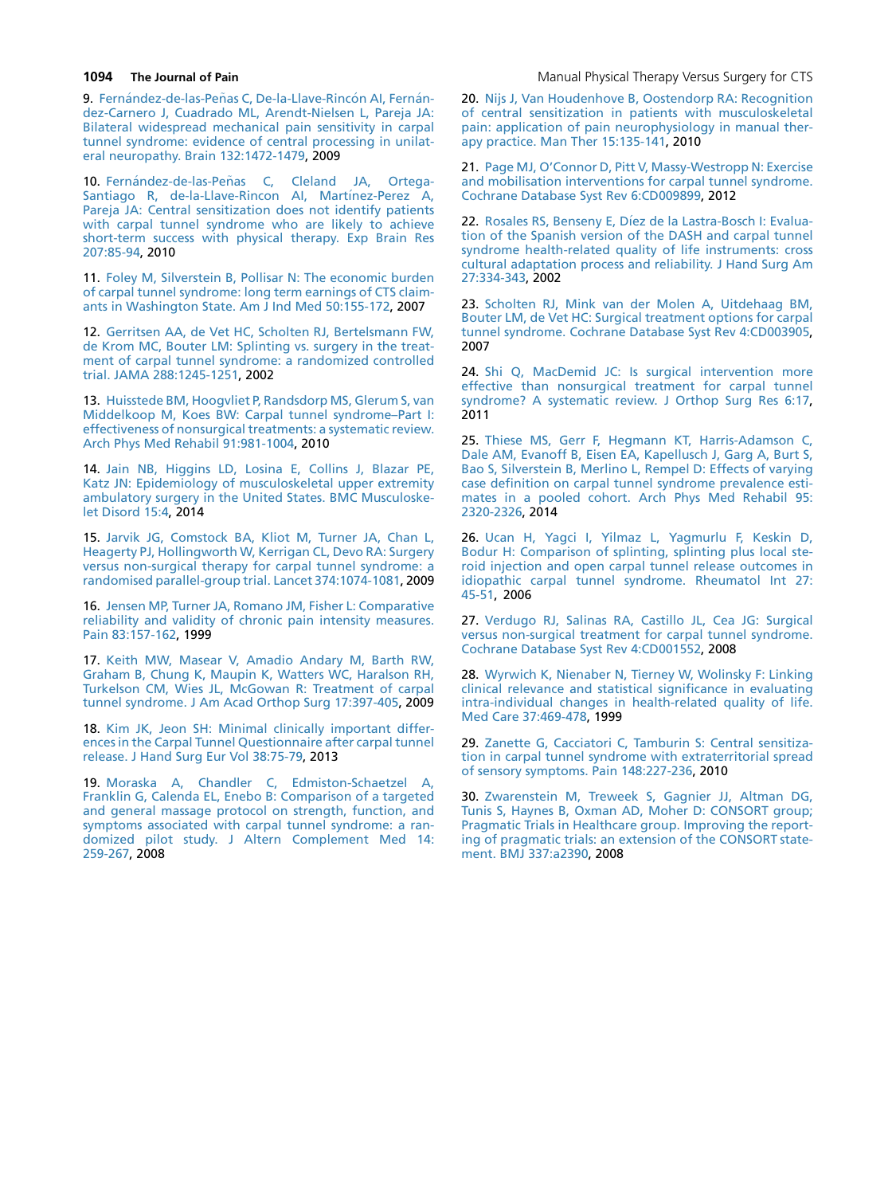9. Fernández-de-las-Peñas C, De-la-Llave-Rincón AI, Fernández-Carnero J, Cuadrado ML, Arendt-Nielsen L, Pareja JA: Bilateral widespread mechanical pain sensitivity in carpal tunnel syndrome: evidence of central processing in unilateral neuropathy. Brain 132:1472-1479, 2009

10. Fernández-de-las-Peñas C, Cleland JA, Ortega-Santiago R, de-la-Llave-Rincon AI, Martínez-Perez A, Pareja JA: Central sensitization does not identify patients with carpal tunnel syndrome who are likely to achieve short-term success with physical therapy. Exp Brain Res 207:85-94, 2010

11. Foley M, Silverstein B, Pollisar N: The economic burden of carpal tunnel syndrome: long term earnings of CTS claimants in Washington State. Am J Ind Med 50:155-172, 2007

12. Gerritsen AA, de Vet HC, Scholten RJ, Bertelsmann FW, de Krom MC, Bouter LM: Splinting vs. surgery in the treatment of carpal tunnel syndrome: a randomized controlled trial. JAMA 288:1245-1251, 2002

13. Huisstede BM, Hoogvliet P, Randsdorp MS, Glerum S, van Middelkoop M, Koes BW: Carpal tunnel syndrome–Part I: effectiveness of nonsurgical treatments: a systematic review. Arch Phys Med Rehabil 91:981-1004, 2010

14. Jain NB, Higgins LD, Losina E, Collins J, Blazar PE, Katz JN: Epidemiology of musculoskeletal upper extremity ambulatory surgery in the United States. BMC Musculoskelet Disord 15:4, 2014

15. Jarvik JG, Comstock BA, Kliot M, Turner JA, Chan L, Heagerty PJ, Hollingworth W, Kerrigan CL, Devo RA: Surgery versus non-surgical therapy for carpal tunnel syndrome: a randomised parallel-group trial. Lancet 374:1074-1081, 2009

16. Jensen MP, Turner JA, Romano JM, Fisher L: Comparative reliability and validity of chronic pain intensity measures. Pain 83:157-162, 1999

17. Keith MW, Masear V, Amadio Andary M, Barth RW, Graham B, Chung K, Maupin K, Watters WC, Haralson RH, Turkelson CM, Wies JL, McGowan R: Treatment of carpal tunnel syndrome. J Am Acad Orthop Surg 17:397-405, 2009

18. Kim JK, Jeon SH: Minimal clinically important differences in the Carpal Tunnel Questionnaire after carpal tunnel release. J Hand Surg Eur Vol 38:75-79, 2013

19. Moraska A, Chandler C, Edmiston-Schaetzel A, Franklin G, Calenda EL, Enebo B: Comparison of a targeted and general massage protocol on strength, function, and symptoms associated with carpal tunnel syndrome: a randomized pilot study. J Altern Complement Med 14:259-267, 2008

20. Nijs J, Van Houdenhove B, Oostendorp RA: Recognition of central sensitization in patients with musculoskeletal pain: application of pain neurophysiology in manual therapy practice. Man Ther 15:135-141, 2010

21. Page MJ, O'Connor D, Pitt V, Massy-Westropp N: Exercise and mobilisation interventions for carpal tunnel syndrome. Cochrane Database Syst Rev 6:CD009899, 2012

22. Rosales RS, Benseny E, Díez de la Lastra-Bosch I: Evaluation of the Spanish version of the DASH and carpal tunnel syndrome health-related quality of life instruments: cross cultural adaptation process and reliability. J Hand Surg Am 27:334-343, 2002

23. Scholten RJ, Mink van der Molen A, Uitdehaag BM, Bouter LM, de Vet HC: Surgical treatment options for carpal tunnel syndrome. Cochrane Database Syst Rev 4:CD003905, 2007

24. Shi Q, MacDemid JC: Is surgical intervention more effective than nonsurgical treatment for carpal tunnel syndrome? A systematic review. J Orthop Surg Res 6:17, 2011

25. Thiese MS, Gerr F, Hegmann KT, Harris-Adamson C, Dale AM, Evanoff B, Eisen EA, Kapellusch J, Garg A, Burt S, Bao S, Silverstein B, Merlino L, Rempel D: Effects of varying case definition on carpal tunnel syndrome prevalence estimates in a pooled cohort. Arch Phys Med Rehabil 95:2320-2326, 2014

26. Ucan H, Yagci I, Yilmaz L, Yagmurlu F, Keskin D, Bodur H: Comparison of splinting, splinting plus local steroid injection and open carpal tunnel release outcomes in idiopathic carpal tunnel syndrome. Rheumatol Int 27:45-51, 2006

27. Verdugo RJ, Salinas RA, Castillo JL, Cea JG: Surgical versus non-surgical treatment for carpal tunnel syndrome. Cochrane Database Syst Rev 4:CD001552, 2008

28. Wyrwich K, Nienaber N, Tierney W, Wolinsky F: Linking clinical relevance and statistical significance in evaluating intra-individual changes in health-related quality of life. Med Care 37:469-478, 1999

29. Zanette G, Cacciatori C, Tamburin S: Central sensitization in carpal tunnel syndrome with extraterritorial spread of sensory symptoms. Pain 148:227-236, 2010

30. Zwarenstein M, Treweek S, Gagnier JJ, Altman DG, Tunis S, Haynes B, Oxman AD, Moher D: CONSORT group; Pragmatic Trials in Healthcare group. Improving the reporting of pragmatic trials: an extension of the CONSORT statement. BMJ 337:a2390, 2008